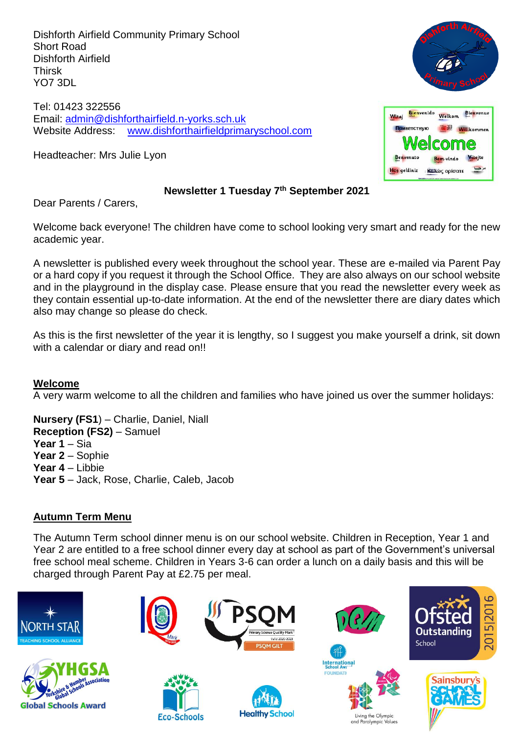Dishforth Airfield Community Primary School
Short Road
Dishforth Airfield
Thirsk
YO7 3DL

Tel: 01423 322556
Email: admin@dishforthairfield.n-yorks.sch.uk
Website Address: www.dishforthairfieldprimaryschool.com

Headteacher: Mrs Julie Lyon

**Newsletter 1 Tuesday 7th September 2021**

Dear Parents / Carers,

Welcome back everyone! The children have come to school looking very smart and ready for the new academic year.

A newsletter is published every week throughout the school year. These are e-mailed via Parent Pay or a hard copy if you request it through the School Office. They are also always on our school website and in the playground in the display case. Please ensure that you read the newsletter every week as they contain essential up-to-date information. At the end of the newsletter there are diary dates which also may change so please do check.

As this is the first newsletter of the year it is lengthy, so I suggest you make yourself a drink, sit down with a calendar or diary and read on!!

## Welcome

A very warm welcome to all the children and families who have joined us over the summer holidays:

**Nursery (FS1**) – Charlie, Daniel, Niall
**Reception (FS2)** – Samuel
**Year 1** – Sia
**Year 2** – Sophie
**Year 4** – Libbie
**Year 5** – Jack, Rose, Charlie, Caleb, Jacob

## Autumn Term Menu

The Autumn Term school dinner menu is on our school website. Children in Reception, Year 1 and Year 2 are entitled to a free school dinner every day at school as part of the Government's universal free school meal scheme. Children in Years 3-6 can order a lunch on a daily basis and this will be charged through Parent Pay at £2.75 per meal.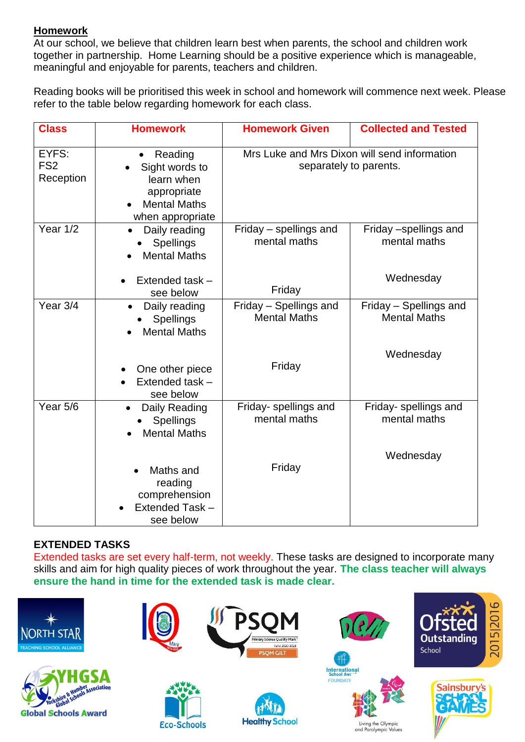## Homework

At our school, we believe that children learn best when parents, the school and children work together in partnership. Home Learning should be a positive experience which is manageable, meaningful and enjoyable for parents, teachers and children.

Reading books will be prioritised this week in school and homework will commence next week. Please refer to the table below regarding homework for each class.

| Class | Homework | Homework Given | Collected and Tested |
|---|---|---|---|
| EYFS: FS2 Reception | • Reading<br>• Sight words to learn when appropriate<br>• Mental Maths when appropriate | Mrs Luke and Mrs Dixon will send information separately to parents. | |
| Year 1/2 | • Daily reading<br>• Spellings<br>• Mental Maths<br><br>• Extended task – see below | Friday – spellings and mental maths<br><br>Friday | Friday –spellings and mental maths<br><br>Wednesday |
| Year 3/4 | • Daily reading<br>• Spellings<br>• Mental Maths<br><br>• One other piece<br>• Extended task – see below | Friday – Spellings and Mental Maths<br><br>Friday | Friday – Spellings and Mental Maths<br><br>Wednesday |
| Year 5/6 | • Daily Reading<br>• Spellings<br>• Mental Maths<br><br>• Maths and reading comprehension<br>• Extended Task – see below | Friday- spellings and mental maths<br><br>Friday | Friday- spellings and mental maths<br><br>Wednesday |

**EXTENDED TASKS**

Extended tasks are set every half-term, not weekly. These tasks are designed to incorporate many skills and aim for high quality pieces of work throughout the year. **The class teacher will always ensure the hand in time for the extended task is made clear.**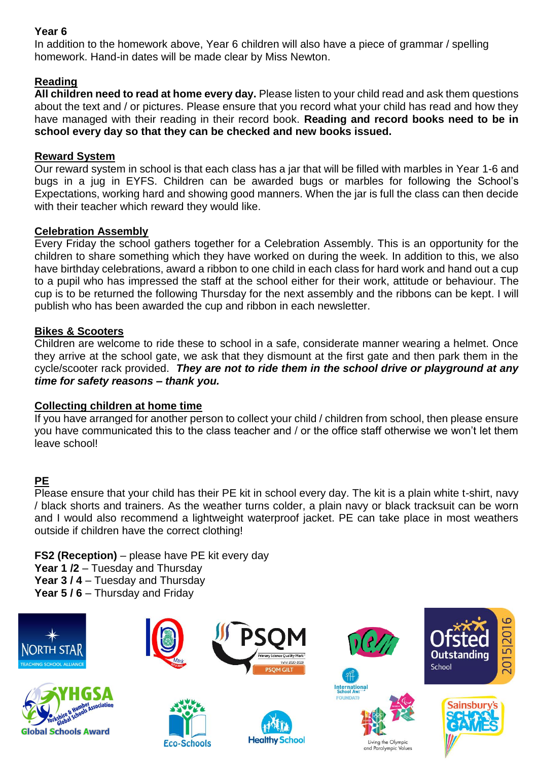**Year 6**
In addition to the homework above, Year 6 children will also have a piece of grammar / spelling homework. Hand-in dates will be made clear by Miss Newton.

## Reading

**All children need to read at home every day.** Please listen to your child read and ask them questions about the text and / or pictures. Please ensure that you record what your child has read and how they have managed with their reading in their record book. **Reading and record books need to be in school every day so that they can be checked and new books issued.**

## Reward System

Our reward system in school is that each class has a jar that will be filled with marbles in Year 1-6 and bugs in a jug in EYFS. Children can be awarded bugs or marbles for following the School's Expectations, working hard and showing good manners. When the jar is full the class can then decide with their teacher which reward they would like.

## Celebration Assembly

Every Friday the school gathers together for a Celebration Assembly. This is an opportunity for the children to share something which they have worked on during the week. In addition to this, we also have birthday celebrations, award a ribbon to one child in each class for hard work and hand out a cup to a pupil who has impressed the staff at the school either for their work, attitude or behaviour. The cup is to be returned the following Thursday for the next assembly and the ribbons can be kept. I will publish who has been awarded the cup and ribbon in each newsletter.

## Bikes & Scooters

Children are welcome to ride these to school in a safe, considerate manner wearing a helmet. Once they arrive at the school gate, we ask that they dismount at the first gate and then park them in the cycle/scooter rack provided. ***They are not to ride them in the school drive or playground at any time for safety reasons – thank you.***

## Collecting children at home time

If you have arranged for another person to collect your child / children from school, then please ensure you have communicated this to the class teacher and / or the office staff otherwise we won't let them leave school!

## PE

Please ensure that your child has their PE kit in school every day. The kit is a plain white t-shirt, navy / black shorts and trainers. As the weather turns colder, a plain navy or black tracksuit can be worn and I would also recommend a lightweight waterproof jacket. PE can take place in most weathers outside if children have the correct clothing!

**FS2 (Reception)** – please have PE kit every day
**Year 1 /2** – Tuesday and Thursday
**Year 3 / 4** – Tuesday and Thursday
**Year 5 / 6** – Thursday and Friday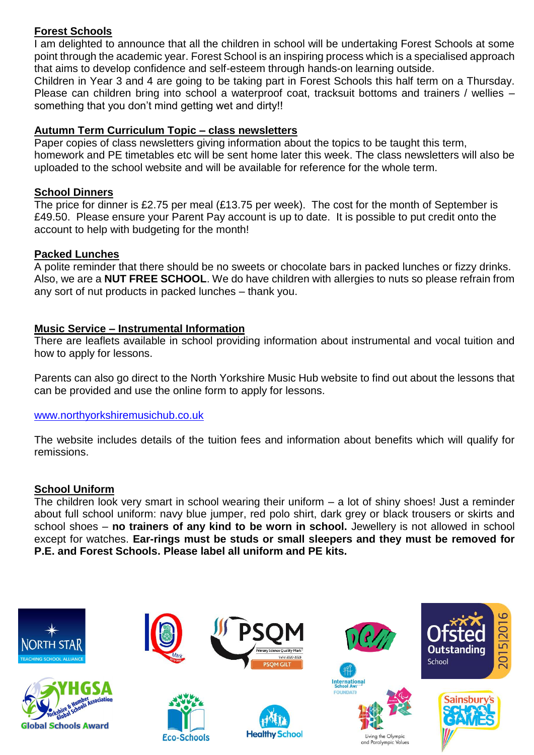**Forest Schools**

I am delighted to announce that all the children in school will be undertaking Forest Schools at some point through the academic year. Forest School is an inspiring process which is a specialised approach that aims to develop confidence and self-esteem through hands-on learning outside.

Children in Year 3 and 4 are going to be taking part in Forest Schools this half term on a Thursday. Please can children bring into school a waterproof coat, tracksuit bottoms and trainers / wellies – something that you don't mind getting wet and dirty!!

**Autumn Term Curriculum Topic – class newsletters**

Paper copies of class newsletters giving information about the topics to be taught this term, homework and PE timetables etc will be sent home later this week. The class newsletters will also be uploaded to the school website and will be available for reference for the whole term.

**School Dinners**

The price for dinner is £2.75 per meal (£13.75 per week). The cost for the month of September is £49.50. Please ensure your Parent Pay account is up to date. It is possible to put credit onto the account to help with budgeting for the month!

**Packed Lunches**

A polite reminder that there should be no sweets or chocolate bars in packed lunches or fizzy drinks. Also, we are a **NUT FREE SCHOOL**. We do have children with allergies to nuts so please refrain from any sort of nut products in packed lunches – thank you.

**Music Service – Instrumental Information**

There are leaflets available in school providing information about instrumental and vocal tuition and how to apply for lessons.

Parents can also go direct to the North Yorkshire Music Hub website to find out about the lessons that can be provided and use the online form to apply for lessons.

www.northyorkshiremusichub.co.uk

The website includes details of the tuition fees and information about benefits which will qualify for remissions.

**School Uniform**

The children look very smart in school wearing their uniform – a lot of shiny shoes! Just a reminder about full school uniform: navy blue jumper, red polo shirt, dark grey or black trousers or skirts and school shoes – **no trainers of any kind to be worn in school.** Jewellery is not allowed in school except for watches. **Ear-rings must be studs or small sleepers and they must be removed for P.E. and Forest Schools. Please label all uniform and PE kits.**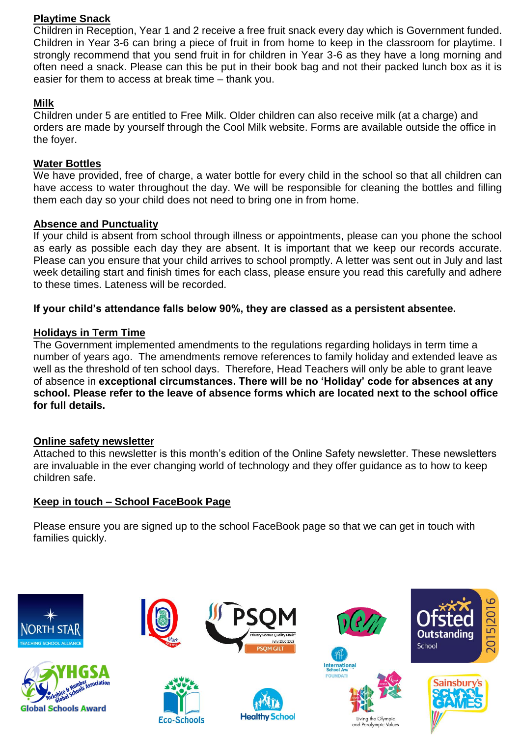**Playtime Snack**

Children in Reception, Year 1 and 2 receive a free fruit snack every day which is Government funded. Children in Year 3-6 can bring a piece of fruit in from home to keep in the classroom for playtime. I strongly recommend that you send fruit in for children in Year 3-6 as they have a long morning and often need a snack. Please can this be put in their book bag and not their packed lunch box as it is easier for them to access at break time – thank you.

**Milk**

Children under 5 are entitled to Free Milk. Older children can also receive milk (at a charge) and orders are made by yourself through the Cool Milk website. Forms are available outside the office in the foyer.

**Water Bottles**

We have provided, free of charge, a water bottle for every child in the school so that all children can have access to water throughout the day. We will be responsible for cleaning the bottles and filling them each day so your child does not need to bring one in from home.

**Absence and Punctuality**

If your child is absent from school through illness or appointments, please can you phone the school as early as possible each day they are absent. It is important that we keep our records accurate. Please can you ensure that your child arrives to school promptly. A letter was sent out in July and last week detailing start and finish times for each class, please ensure you read this carefully and adhere to these times. Lateness will be recorded.

**If your child's attendance falls below 90%, they are classed as a persistent absentee.**

**Holidays in Term Time**

The Government implemented amendments to the regulations regarding holidays in term time a number of years ago. The amendments remove references to family holiday and extended leave as well as the threshold of ten school days. Therefore, Head Teachers will only be able to grant leave of absence in **exceptional circumstances. There will be no 'Holiday' code for absences at any school. Please refer to the leave of absence forms which are located next to the school office for full details.**

**Online safety newsletter**

Attached to this newsletter is this month's edition of the Online Safety newsletter. These newsletters are invaluable in the ever changing world of technology and they offer guidance as to how to keep children safe.

**Keep in touch – School FaceBook Page**

Please ensure you are signed up to the school FaceBook page so that we can get in touch with families quickly.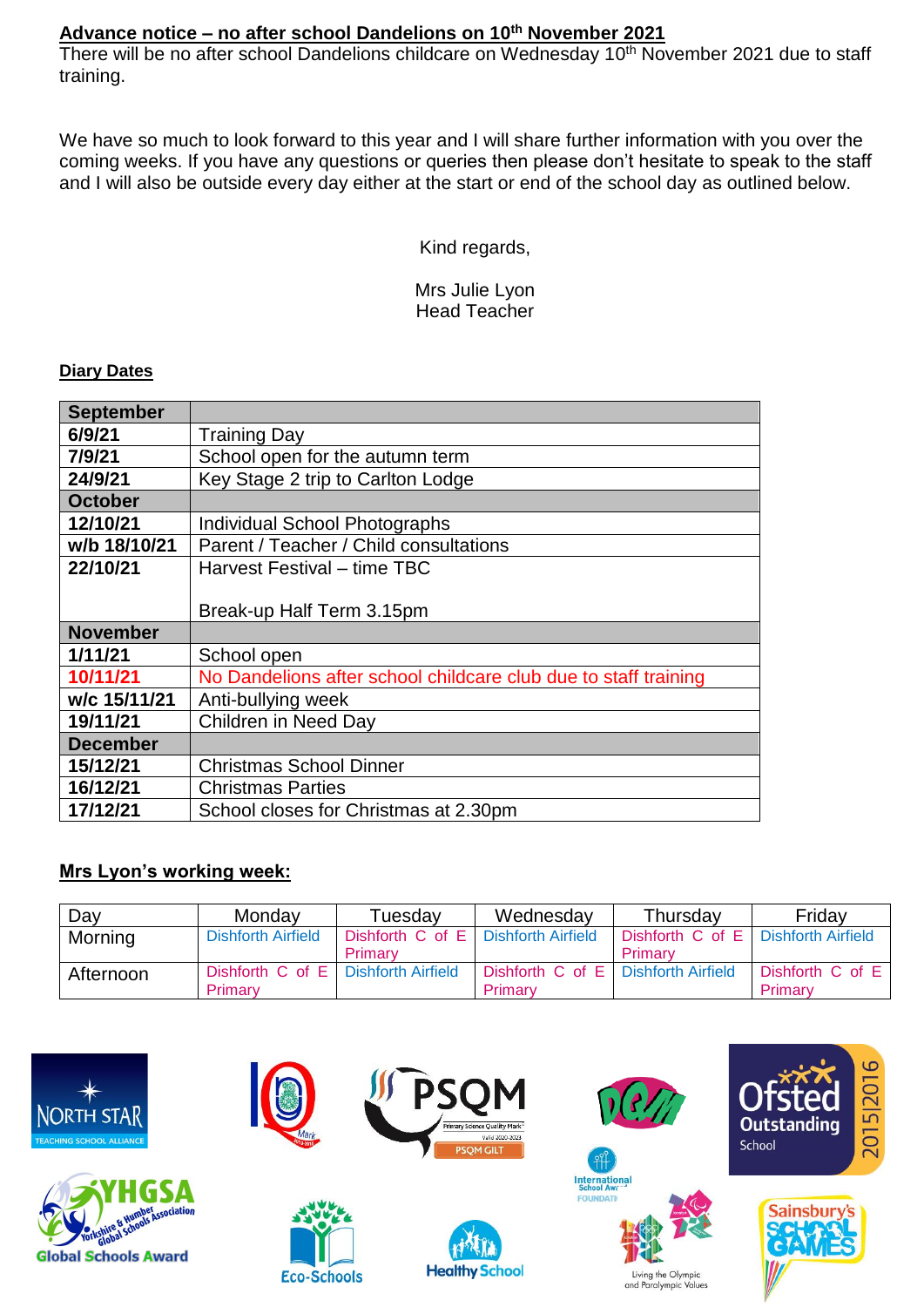**Advance notice – no after school Dandelions on 10th November 2021**

There will be no after school Dandelions childcare on Wednesday 10th November 2021 due to staff training.

We have so much to look forward to this year and I will share further information with you over the coming weeks. If you have any questions or queries then please don't hesitate to speak to the staff and I will also be outside every day either at the start or end of the school day as outlined below.

Kind regards,

Mrs Julie Lyon
Head Teacher

**Diary Dates**

| | |
|---|---|
| **September** | |
| **6/9/21** | Training Day |
| **7/9/21** | School open for the autumn term |
| **24/9/21** | Key Stage 2 trip to Carlton Lodge |
| **October** | |
| **12/10/21** | Individual School Photographs |
| **w/b 18/10/21** | Parent / Teacher / Child consultations |
| **22/10/21** | Harvest Festival – time TBC<br><br>Break-up Half Term 3.15pm |
| **November** | |
| **1/11/21** | School open |
| **10/11/21** | No Dandelions after school childcare club due to staff training |
| **w/c 15/11/21** | Anti-bullying week |
| **19/11/21** | Children in Need Day |
| **December** | |
| **15/12/21** | Christmas School Dinner |
| **16/12/21** | Christmas Parties |
| **17/12/21** | School closes for Christmas at 2.30pm |

**Mrs Lyon's working week:**

| Day | Monday | Tuesday | Wednesday | Thursday | Friday |
|---|---|---|---|---|---|
| Morning | Dishforth Airfield | Dishforth C of E Primary | Dishforth Airfield | Dishforth C of E Primary | Dishforth Airfield |
| Afternoon | Dishforth C of E Primary | Dishforth Airfield | Dishforth C of E Primary | Dishforth Airfield | Dishforth C of E Primary |